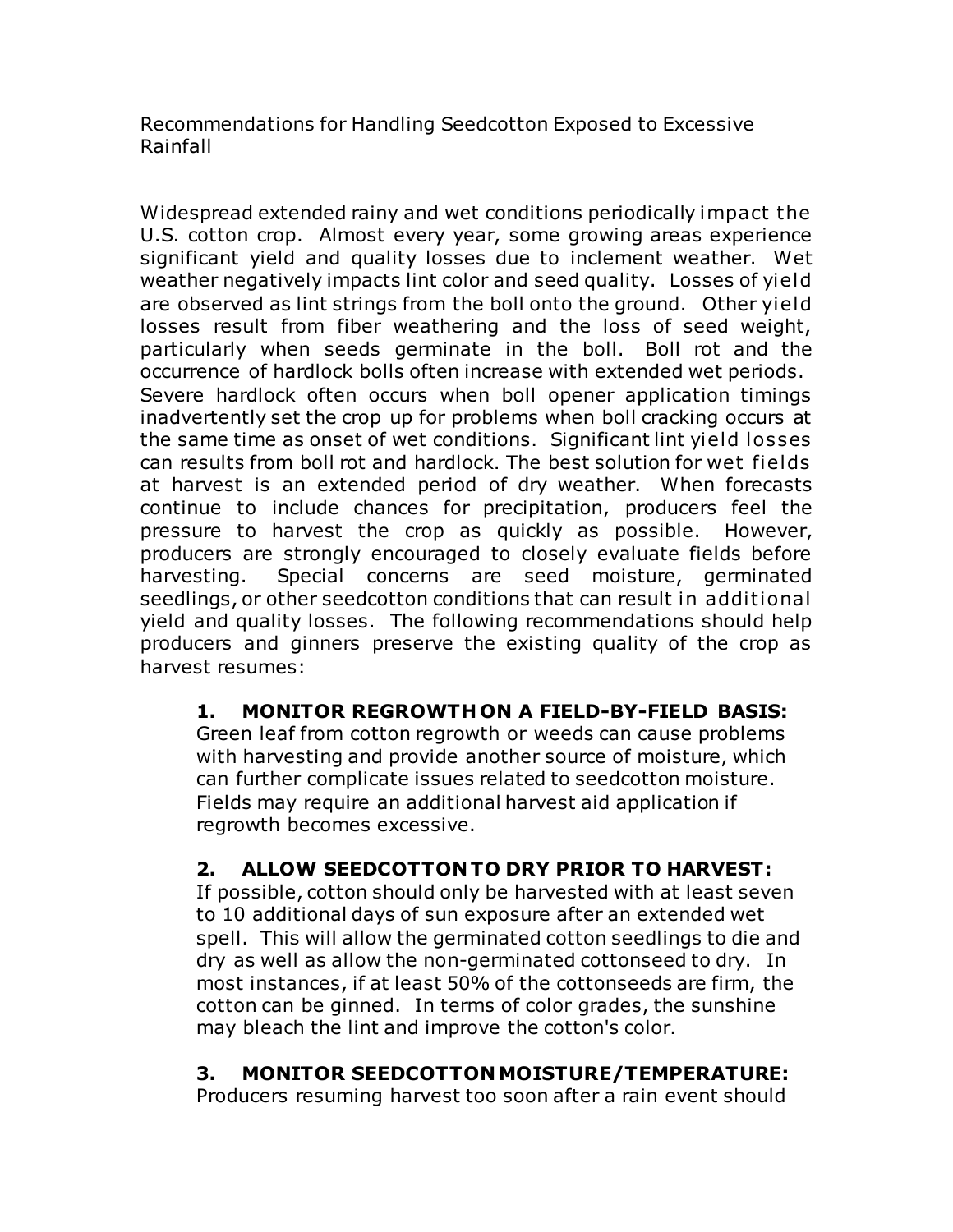# Recommendations for Handling Seedcotton Exposed to Excessive Rainfall

Widespread extended rainy and wet conditions periodically impact the U.S. cotton crop. Almost every year, some growing areas experience significant yield and quality losses due to inclement weather. Wet weather negatively impacts lint color and seed quality. Losses of yield are observed as lint strings from the boll onto the ground. Other yield losses result from fiber weathering and the loss of seed weight, particularly when seeds germinate in the boll. Boll rot and the occurrence of hardlock bolls often increase with extended wet periods. Severe hardlock often occurs when boll opener application timings inadvertently set the crop up for problems when boll cracking occurs at the same time as onset of wet conditions. Significant lint yield losses can results from boll rot and hardlock. The best solution for wet fields at harvest is an extended period of dry weather. When forecasts continue to include chances for precipitation, producers feel the pressure to harvest the crop as quickly as possible. However, producers are strongly encouraged to closely evaluate fields before harvesting. Special concerns are seed moisture, germinated seedlings, or other seedcotton conditions that can result in additional yield and quality losses. The following recommendations should help producers and ginners preserve the existing quality of the crop as harvest resumes:

1. **MONITOR REGROWTH ON A FIELD-BY-FIELD BASIS:** Green leaf from cotton regrowth or weeds can cause problems with harvesting and provide another source of moisture, which can further complicate issues related to seedcotton moisture. Fields may require an additional harvest aid application if regrowth becomes excessive.

2. **ALLOW SEEDCOTTON TO DRY PRIOR TO HARVEST:** If possible, cotton should only be harvested with at least seven to 10 additional days of sun exposure after an extended wet spell. This will allow the germinated cotton seedlings to die and dry as well as allow the non-germinated cottonseed to dry. In most instances, if at least 50% of the cottonseeds are firm, the cotton can be ginned. In terms of color grades, the sunshine may bleach the lint and improve the cotton's color.

3. **MONITOR SEEDCOTTON MOISTURE/TEMPERATURE:** Producers resuming harvest too soon after a rain event should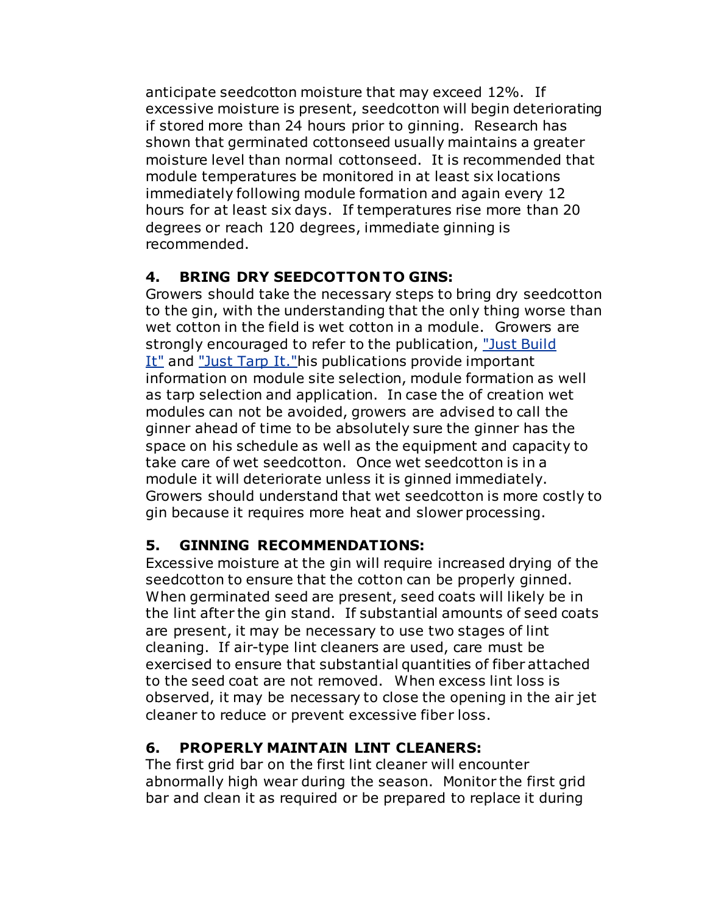anticipate seedcotton moisture that may exceed 12%. If excessive moisture is present, seedcotton will begin deteriorating if stored more than 24 hours prior to ginning. Research has shown that germinated cottonseed usually maintains a greater moisture level than normal cottonseed. It is recommended that module temperatures be monitored in at least six locations immediately following module formation and again every 12 hours for at least six days. If temperatures rise more than 20 degrees or reach 120 degrees, immediate ginning is recommended.

**4. BRING DRY SEEDCOTTON TO GINS:**
Growers should take the necessary steps to bring dry seedcotton to the gin, with the understanding that the only thing worse than wet cotton in the field is wet cotton in a module. Growers are strongly encouraged to refer to the publication, "Just Build It" and "Just Tarp It."his publications provide important information on module site selection, module formation as well as tarp selection and application. In case the of creation wet modules can not be avoided, growers are advised to call the ginner ahead of time to be absolutely sure the ginner has the space on his schedule as well as the equipment and capacity to take care of wet seedcotton. Once wet seedcotton is in a module it will deteriorate unless it is ginned immediately. Growers should understand that wet seedcotton is more costly to gin because it requires more heat and slower processing.

**5. GINNING RECOMMENDATIONS:**
Excessive moisture at the gin will require increased drying of the seedcotton to ensure that the cotton can be properly ginned. When germinated seed are present, seed coats will likely be in the lint after the gin stand. If substantial amounts of seed coats are present, it may be necessary to use two stages of lint cleaning. If air-type lint cleaners are used, care must be exercised to ensure that substantial quantities of fiber attached to the seed coat are not removed. When excess lint loss is observed, it may be necessary to close the opening in the air jet cleaner to reduce or prevent excessive fiber loss.

**6. PROPERLY MAINTAIN LINT CLEANERS:**
The first grid bar on the first lint cleaner will encounter abnormally high wear during the season. Monitor the first grid bar and clean it as required or be prepared to replace it during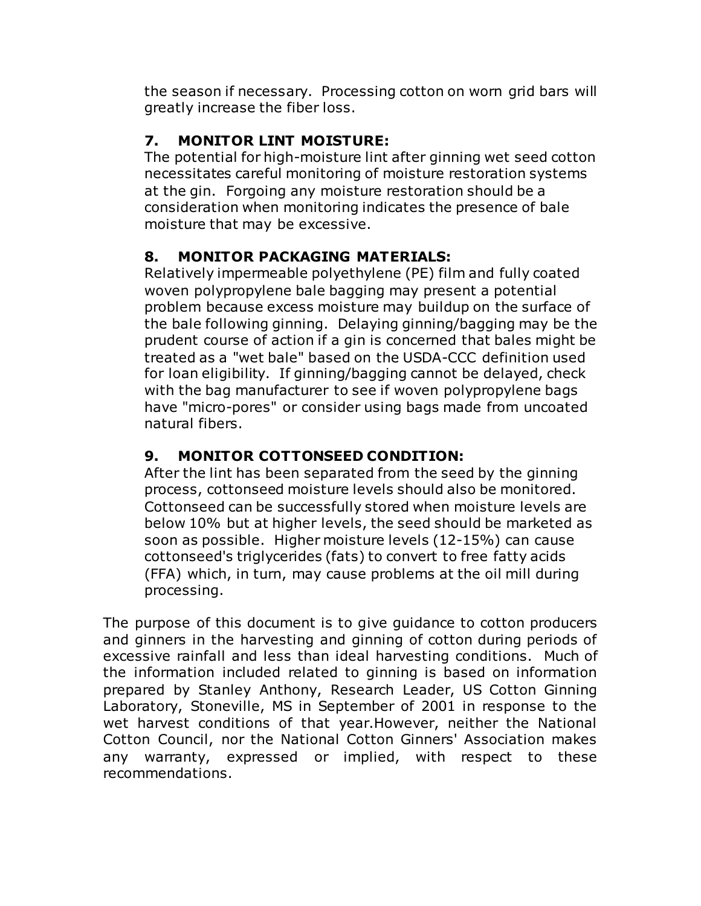the season if necessary. Processing cotton on worn grid bars will greatly increase the fiber loss.

**7. MONITOR LINT MOISTURE:**
The potential for high-moisture lint after ginning wet seed cotton necessitates careful monitoring of moisture restoration systems at the gin. Forgoing any moisture restoration should be a consideration when monitoring indicates the presence of bale moisture that may be excessive.

**8. MONITOR PACKAGING MATERIALS:**
Relatively impermeable polyethylene (PE) film and fully coated woven polypropylene bale bagging may present a potential problem because excess moisture may buildup on the surface of the bale following ginning. Delaying ginning/bagging may be the prudent course of action if a gin is concerned that bales might be treated as a "wet bale" based on the USDA-CCC definition used for loan eligibility. If ginning/bagging cannot be delayed, check with the bag manufacturer to see if woven polypropylene bags have "micro-pores" or consider using bags made from uncoated natural fibers.

**9. MONITOR COTTONSEED CONDITION:**
After the lint has been separated from the seed by the ginning process, cottonseed moisture levels should also be monitored. Cottonseed can be successfully stored when moisture levels are below 10% but at higher levels, the seed should be marketed as soon as possible. Higher moisture levels (12-15%) can cause cottonseed's triglycerides (fats) to convert to free fatty acids (FFA) which, in turn, may cause problems at the oil mill during processing.

The purpose of this document is to give guidance to cotton producers and ginners in the harvesting and ginning of cotton during periods of excessive rainfall and less than ideal harvesting conditions. Much of the information included related to ginning is based on information prepared by Stanley Anthony, Research Leader, US Cotton Ginning Laboratory, Stoneville, MS in September of 2001 in response to the wet harvest conditions of that year.However, neither the National Cotton Council, nor the National Cotton Ginners' Association makes any warranty, expressed or implied, with respect to these recommendations.